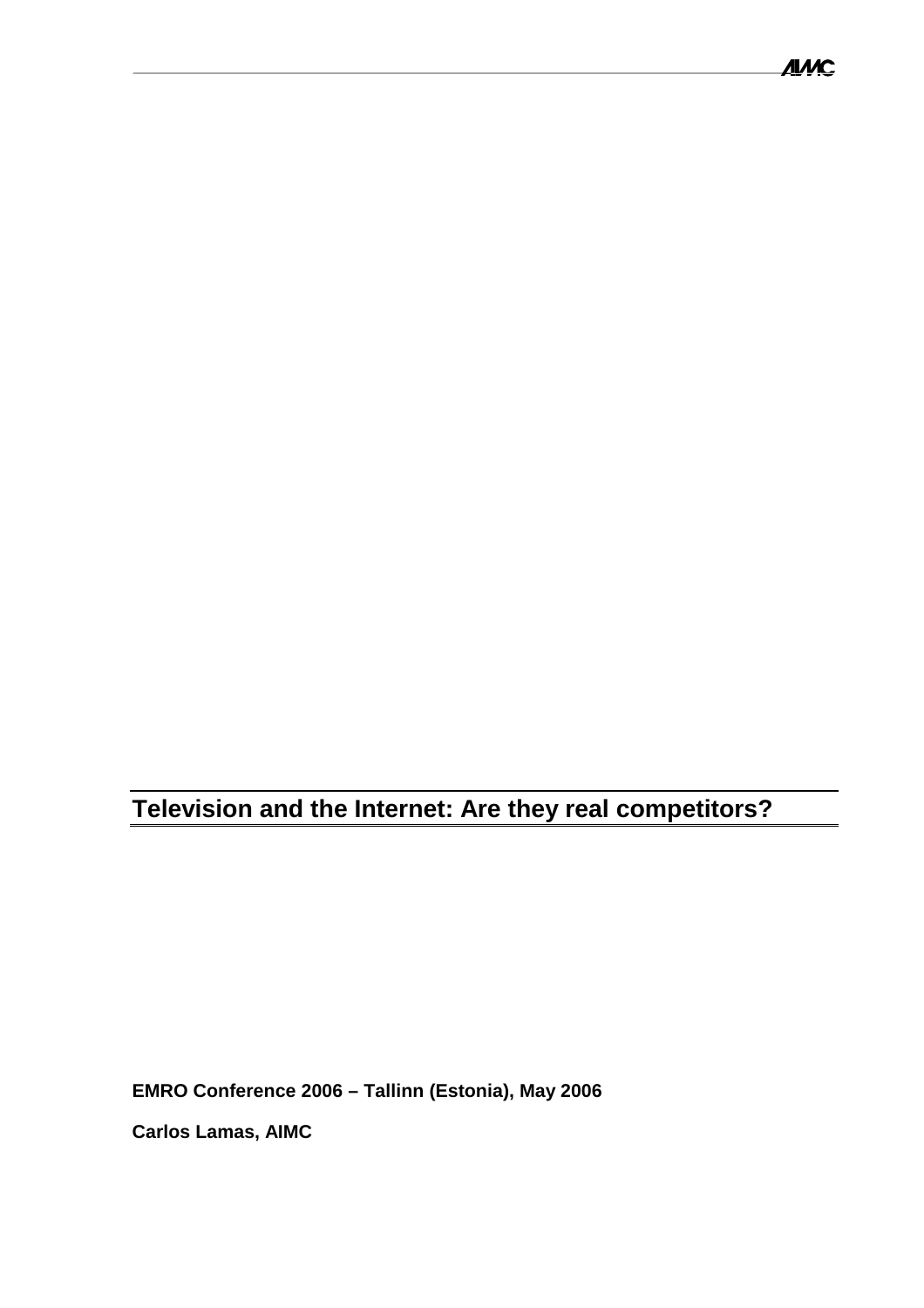# Television and the Internet: Are they real competitors?

**EMRO Conference 2006 – Tallinn (Estonia), May 2006**

**Carlos Lamas, AIMC**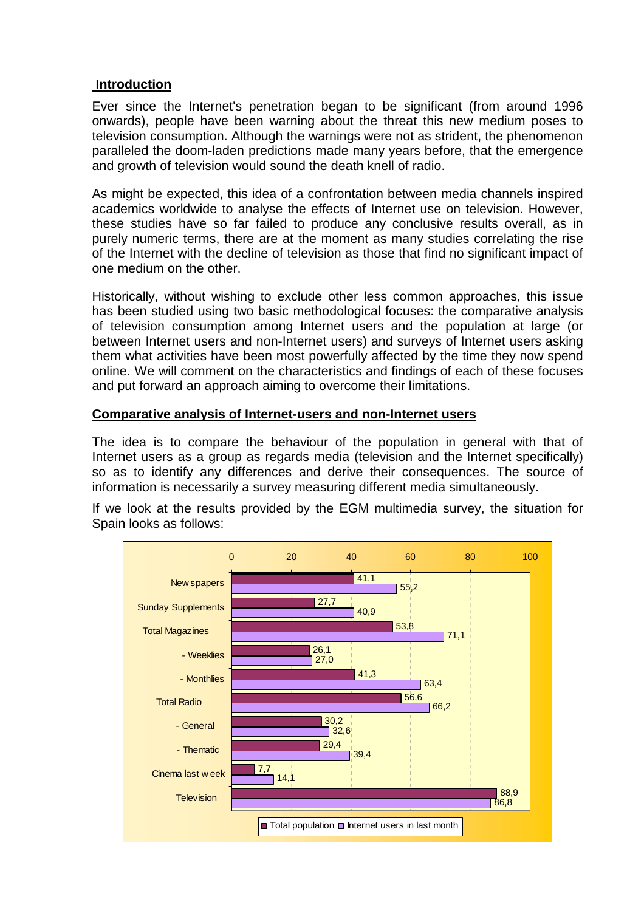## Introduction

Ever since the Internet's penetration began to be significant (from around 1996 onwards), people have been warning about the threat this new medium poses to television consumption. Although the warnings were not as strident, the phenomenon paralleled the doom-laden predictions made many years before, that the emergence and growth of television would sound the death knell of radio.

As might be expected, this idea of a confrontation between media channels inspired academics worldwide to analyse the effects of Internet use on television. However, these studies have so far failed to produce any conclusive results overall, as in purely numeric terms, there are at the moment as many studies correlating the rise of the Internet with the decline of television as those that find no significant impact of one medium on the other.

Historically, without wishing to exclude other less common approaches, this issue has been studied using two basic methodological focuses: the comparative analysis of television consumption among Internet users and the population at large (or between Internet users and non-Internet users) and surveys of Internet users asking them what activities have been most powerfully affected by the time they now spend online. We will comment on the characteristics and findings of each of these focuses and put forward an approach aiming to overcome their limitations.

## Comparative analysis of Internet-users and non-Internet users

The idea is to compare the behaviour of the population in general with that of Internet users as a group as regards media (television and the Internet specifically) so as to identify any differences and derive their consequences. The source of information is necessarily a survey measuring different media simultaneously.

If we look at the results provided by the EGM multimedia survey, the situation for Spain looks as follows:

| | Total population | Internet users in last month |
|---|---|---|
| Newspapers | 41,1 | 55,2 |
| Sunday Supplements | 27,7 | 40,9 |
| Total Magazines | 53,8 | 71,1 |
| - Weeklies | 26,1 | 27,0 |
| - Monthlies | 41,3 | 63,4 |
| Total Radio | 56,6 | 66,2 |
| - General | 30,2 | 32,6 |
| - Thematic | 29,4 | 39,4 |
| Cinema last week | 7,7 | 14,1 |
| Television | 88,9 | 86,8 |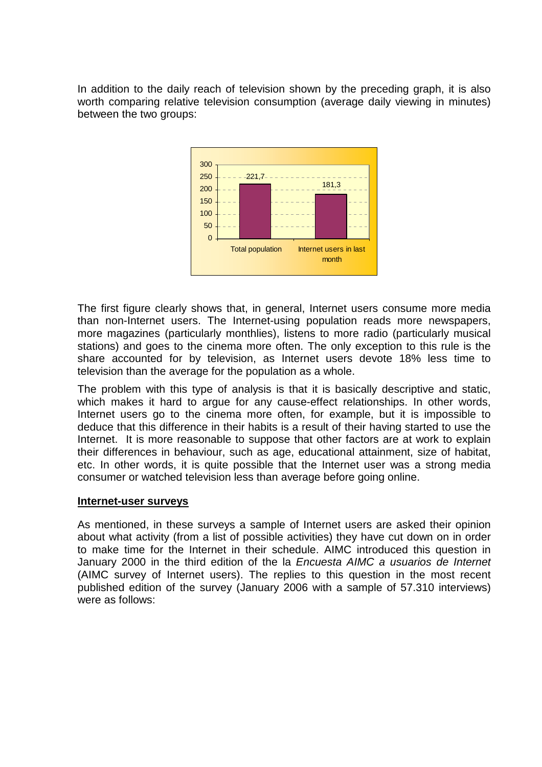In addition to the daily reach of television shown by the preceding graph, it is also worth comparing relative television consumption (average daily viewing in minutes) between the two groups:

| | Total population | Internet users in last month |
|---|---|---|
| Average daily viewing (minutes) | 221,7 | 181,3 |

The first figure clearly shows that, in general, Internet users consume more media than non-Internet users. The Internet-using population reads more newspapers, more magazines (particularly monthlies), listens to more radio (particularly musical stations) and goes to the cinema more often. The only exception to this rule is the share accounted for by television, as Internet users devote 18% less time to television than the average for the population as a whole.

The problem with this type of analysis is that it is basically descriptive and static, which makes it hard to argue for any cause-effect relationships. In other words, Internet users go to the cinema more often, for example, but it is impossible to deduce that this difference in their habits is a result of their having started to use the Internet. It is more reasonable to suppose that other factors are at work to explain their differences in behaviour, such as age, educational attainment, size of habitat, etc. In other words, it is quite possible that the Internet user was a strong media consumer or watched television less than average before going online.

**Internet-user surveys**

As mentioned, in these surveys a sample of Internet users are asked their opinion about what activity (from a list of possible activities) they have cut down on in order to make time for the Internet in their schedule. AIMC introduced this question in January 2000 in the third edition of the la *Encuesta AIMC a usuarios de Internet* (AIMC survey of Internet users). The replies to this question in the most recent published edition of the survey (January 2006 with a sample of 57.310 interviews) were as follows: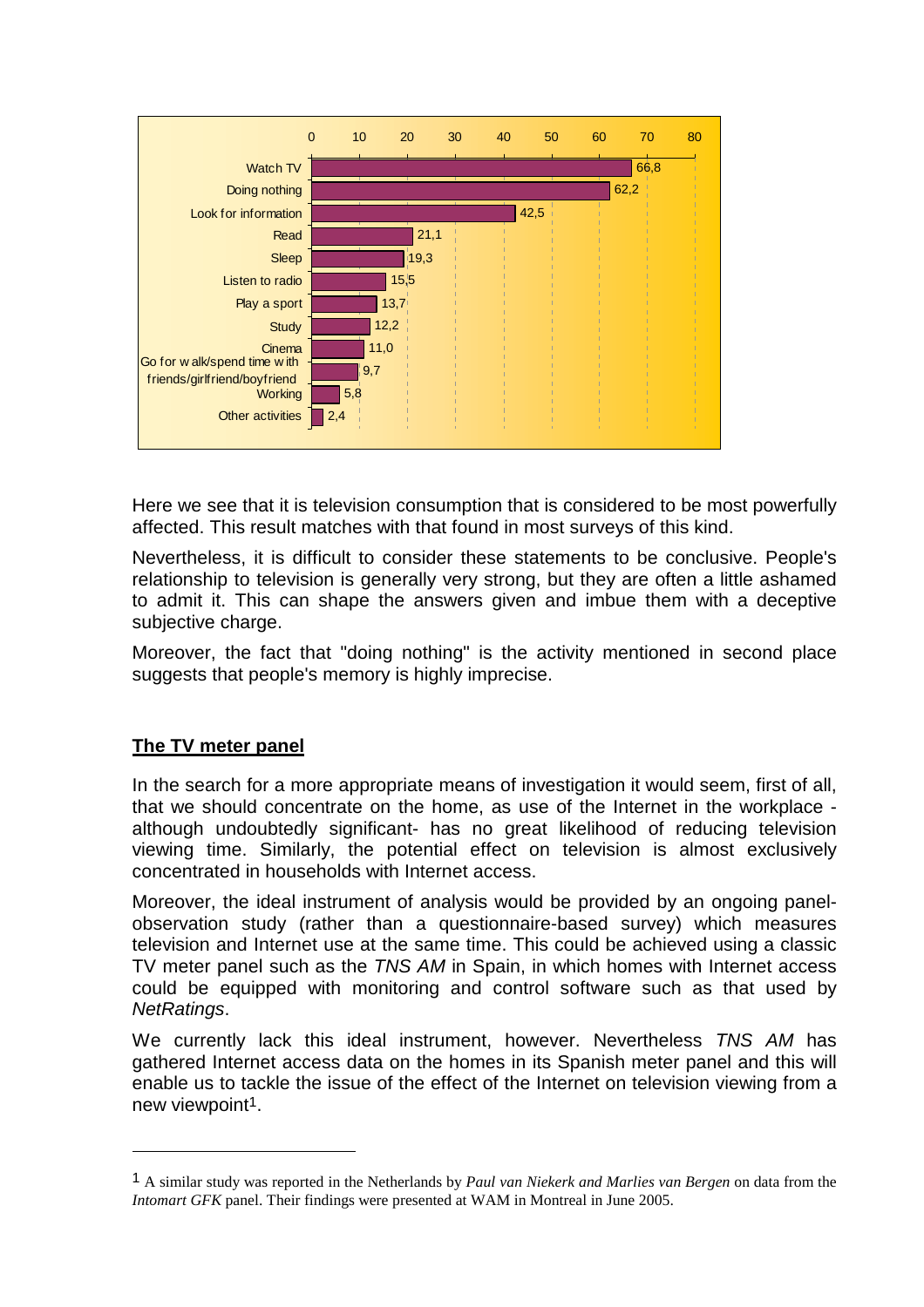| Activity | Value |
|---|---|
| Watch TV | 66,8 |
| Doing nothing | 62,2 |
| Look for information | 42,5 |
| Read | 21,1 |
| Sleep | 19,3 |
| Listen to radio | 15,5 |
| Play a sport | 13,7 |
| Study | 12,2 |
| Cinema | 11,0 |
| Go for walk/spend time with friends/girlfriend/boyfriend | 9,7 |
| Working | 5,8 |
| Other activities | 2,4 |

Here we see that it is television consumption that is considered to be most powerfully affected. This result matches with that found in most surveys of this kind.

Nevertheless, it is difficult to consider these statements to be conclusive. People's relationship to television is generally very strong, but they are often a little ashamed to admit it. This can shape the answers given and imbue them with a deceptive subjective charge.

Moreover, the fact that "doing nothing" is the activity mentioned in second place suggests that people's memory is highly imprecise.

## The TV meter panel

In the search for a more appropriate means of investigation it would seem, first of all, that we should concentrate on the home, as use of the Internet in the workplace - although undoubtedly significant- has no great likelihood of reducing television viewing time. Similarly, the potential effect on television is almost exclusively concentrated in households with Internet access.

Moreover, the ideal instrument of analysis would be provided by an ongoing panel-observation study (rather than a questionnaire-based survey) which measures television and Internet use at the same time. This could be achieved using a classic TV meter panel such as the *TNS AM* in Spain, in which homes with Internet access could be equipped with monitoring and control software such as that used by *NetRatings*.

We currently lack this ideal instrument, however. Nevertheless *TNS AM* has gathered Internet access data on the homes in its Spanish meter panel and this will enable us to tackle the issue of the effect of the Internet on television viewing from a new viewpoint[1].

[1] A similar study was reported in the Netherlands by *Paul van Niekerk and Marlies van Bergen* on data from the *Intomart GFK* panel. Their findings were presented at WAM in Montreal in June 2005.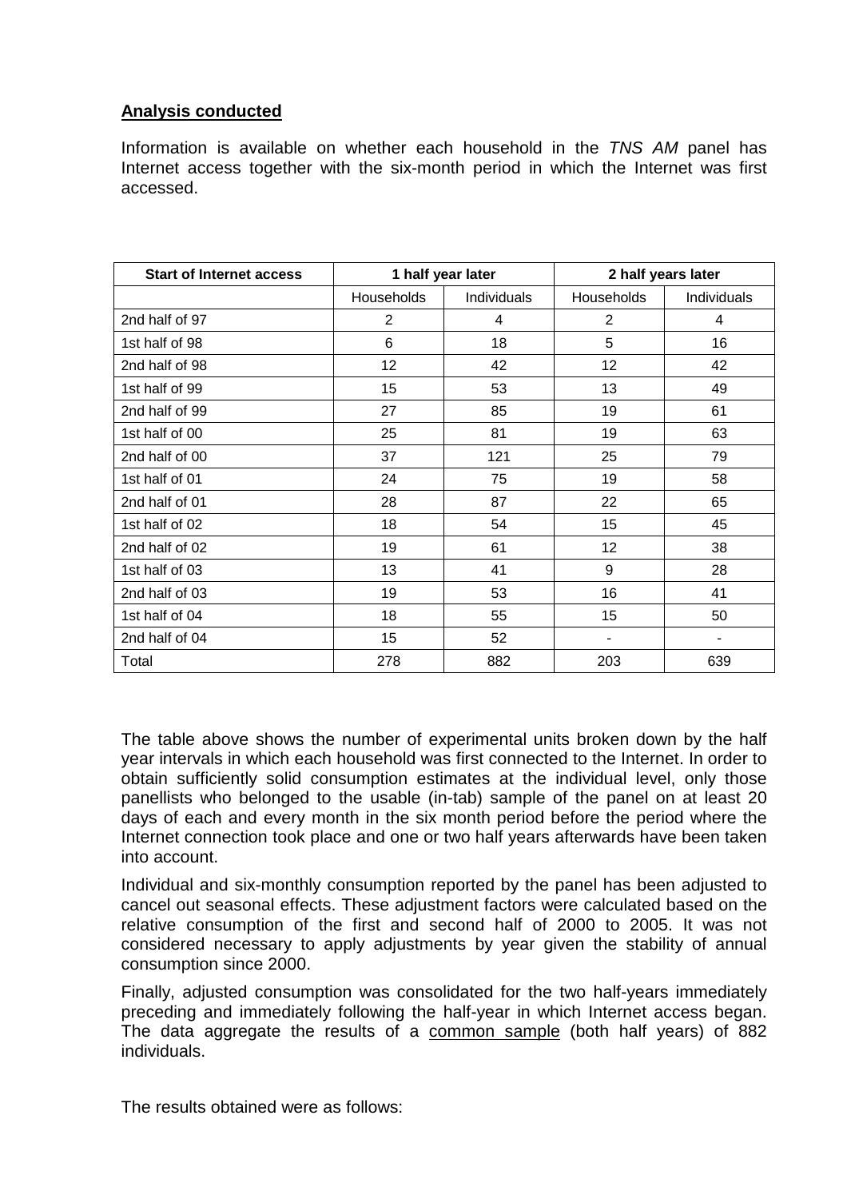**Analysis conducted**

Information is available on whether each household in the *TNS AM* panel has Internet access together with the six-month period in which the Internet was first accessed.

| Start of Internet access | 1 half year later | | 2 half years later | |
|---|---|---|---|---|
| | Households | Individuals | Households | Individuals |
| 2nd half of 97 | 2 | 4 | 2 | 4 |
| 1st half of 98 | 6 | 18 | 5 | 16 |
| 2nd half of 98 | 12 | 42 | 12 | 42 |
| 1st half of 99 | 15 | 53 | 13 | 49 |
| 2nd half of 99 | 27 | 85 | 19 | 61 |
| 1st half of 00 | 25 | 81 | 19 | 63 |
| 2nd half of 00 | 37 | 121 | 25 | 79 |
| 1st half of 01 | 24 | 75 | 19 | 58 |
| 2nd half of 01 | 28 | 87 | 22 | 65 |
| 1st half of 02 | 18 | 54 | 15 | 45 |
| 2nd half of 02 | 19 | 61 | 12 | 38 |
| 1st half of 03 | 13 | 41 | 9 | 28 |
| 2nd half of 03 | 19 | 53 | 16 | 41 |
| 1st half of 04 | 18 | 55 | 15 | 50 |
| 2nd half of 04 | 15 | 52 | - | - |
| Total | 278 | 882 | 203 | 639 |

The table above shows the number of experimental units broken down by the half year intervals in which each household was first connected to the Internet. In order to obtain sufficiently solid consumption estimates at the individual level, only those panellists who belonged to the usable (in-tab) sample of the panel on at least 20 days of each and every month in the six month period before the period where the Internet connection took place and one or two half years afterwards have been taken into account.

Individual and six-monthly consumption reported by the panel has been adjusted to cancel out seasonal effects. These adjustment factors were calculated based on the relative consumption of the first and second half of 2000 to 2005. It was not considered necessary to apply adjustments by year given the stability of annual consumption since 2000.

Finally, adjusted consumption was consolidated for the two half-years immediately preceding and immediately following the half-year in which Internet access began. The data aggregate the results of a common sample (both half years) of 882 individuals.

The results obtained were as follows: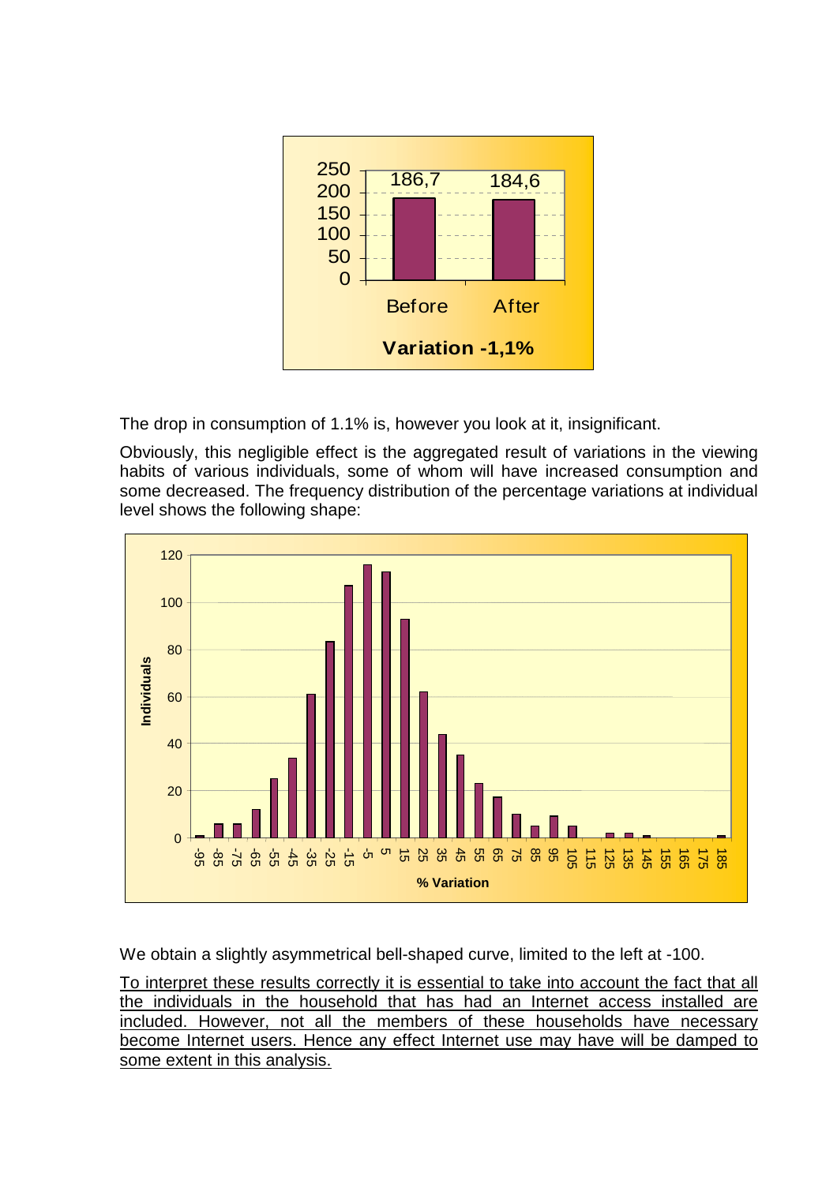The drop in consumption of 1.1% is, however you look at it, insignificant.

Obviously, this negligible effect is the aggregated result of variations in the viewing habits of various individuals, some of whom will have increased consumption and some decreased. The frequency distribution of the percentage variations at individual level shows the following shape:

We obtain a slightly asymmetrical bell-shaped curve, limited to the left at -100.

<u>To interpret these results correctly it is essential to take into account the fact that all the individuals in the household that has had an Internet access installed are included. However, not all the members of these households have necessary become Internet users. Hence any effect Internet use may have will be damped to some extent in this analysis.</u>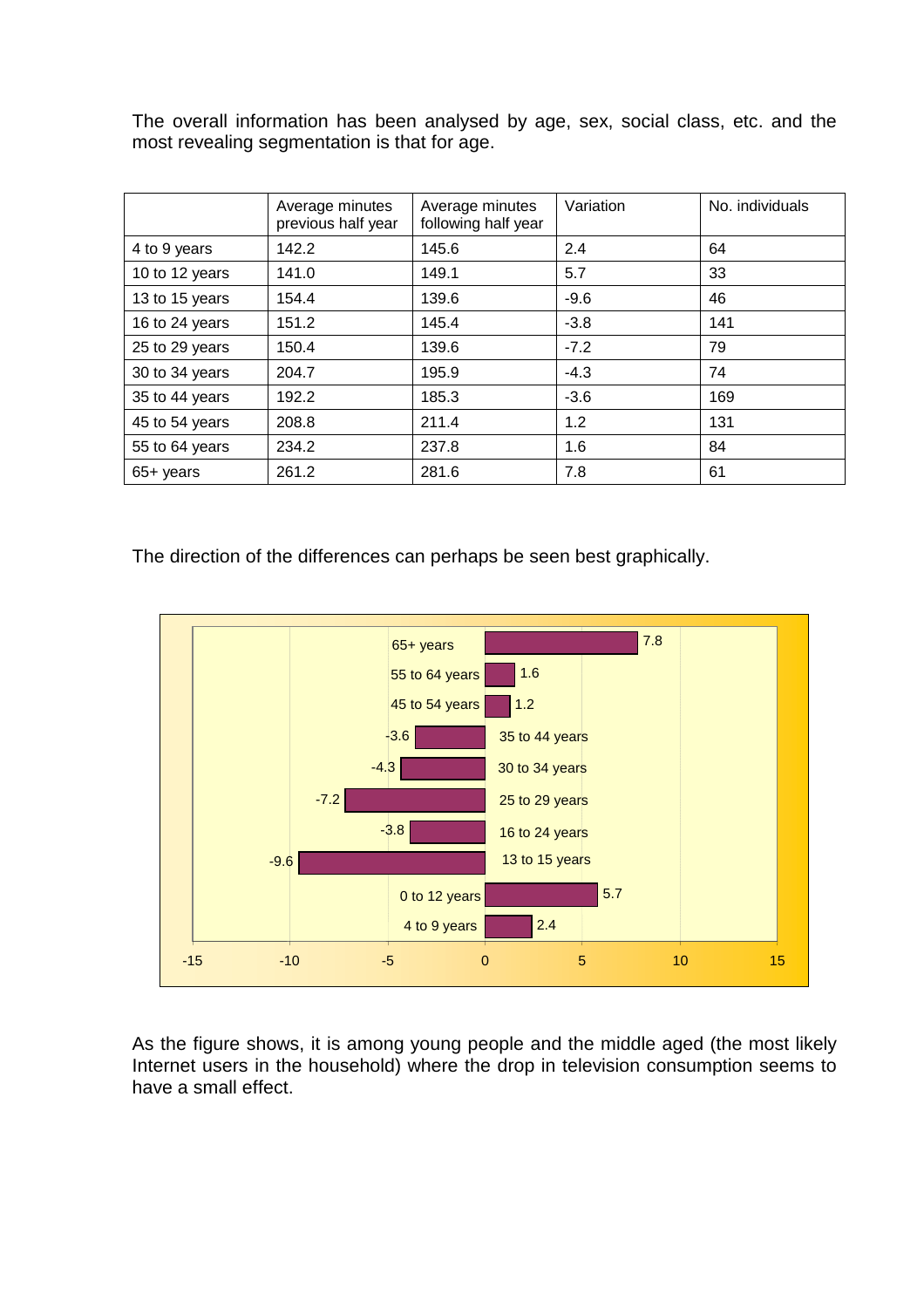The overall information has been analysed by age, sex, social class, etc. and the most revealing segmentation is that for age.

| | Average minutes previous half year | Average minutes following half year | Variation | No. individuals |
|---|---|---|---|---|
| 4 to 9 years | 142.2 | 145.6 | 2.4 | 64 |
| 10 to 12 years | 141.0 | 149.1 | 5.7 | 33 |
| 13 to 15 years | 154.4 | 139.6 | -9.6 | 46 |
| 16 to 24 years | 151.2 | 145.4 | -3.8 | 141 |
| 25 to 29 years | 150.4 | 139.6 | -7.2 | 79 |
| 30 to 34 years | 204.7 | 195.9 | -4.3 | 74 |
| 35 to 44 years | 192.2 | 185.3 | -3.6 | 169 |
| 45 to 54 years | 208.8 | 211.4 | 1.2 | 131 |
| 55 to 64 years | 234.2 | 237.8 | 1.6 | 84 |
| 65+ years | 261.2 | 281.6 | 7.8 | 61 |

The direction of the differences can perhaps be seen best graphically.

As the figure shows, it is among young people and the middle aged (the most likely Internet users in the household) where the drop in television consumption seems to have a small effect.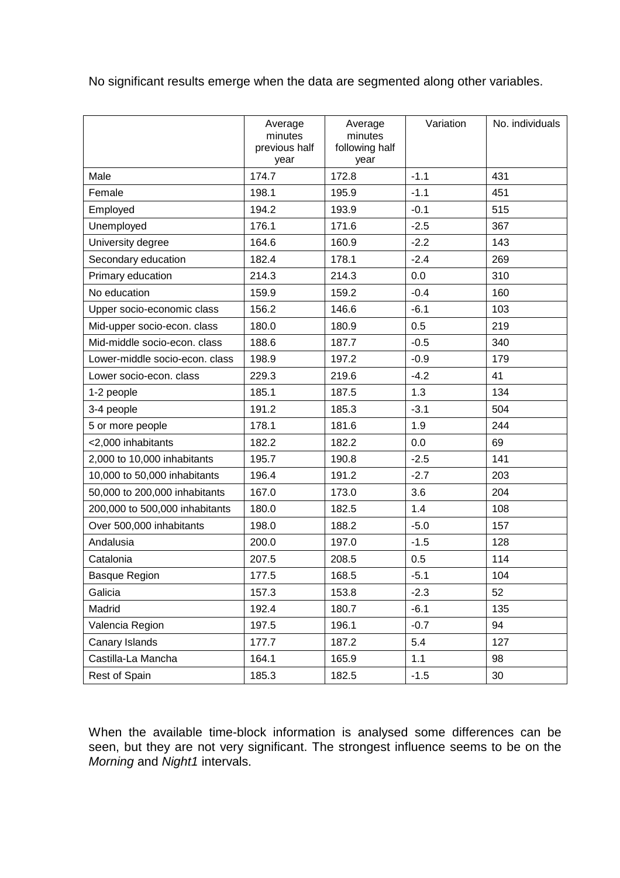No significant results emerge when the data are segmented along other variables.

| | Average minutes previous half year | Average minutes following half year | Variation | No. individuals |
|---|---|---|---|---|
| Male | 174.7 | 172.8 | -1.1 | 431 |
| Female | 198.1 | 195.9 | -1.1 | 451 |
| Employed | 194.2 | 193.9 | -0.1 | 515 |
| Unemployed | 176.1 | 171.6 | -2.5 | 367 |
| University degree | 164.6 | 160.9 | -2.2 | 143 |
| Secondary education | 182.4 | 178.1 | -2.4 | 269 |
| Primary education | 214.3 | 214.3 | 0.0 | 310 |
| No education | 159.9 | 159.2 | -0.4 | 160 |
| Upper socio-economic class | 156.2 | 146.6 | -6.1 | 103 |
| Mid-upper socio-econ. class | 180.0 | 180.9 | 0.5 | 219 |
| Mid-middle socio-econ. class | 188.6 | 187.7 | -0.5 | 340 |
| Lower-middle socio-econ. class | 198.9 | 197.2 | -0.9 | 179 |
| Lower socio-econ. class | 229.3 | 219.6 | -4.2 | 41 |
| 1-2 people | 185.1 | 187.5 | 1.3 | 134 |
| 3-4 people | 191.2 | 185.3 | -3.1 | 504 |
| 5 or more people | 178.1 | 181.6 | 1.9 | 244 |
| <2,000 inhabitants | 182.2 | 182.2 | 0.0 | 69 |
| 2,000 to 10,000 inhabitants | 195.7 | 190.8 | -2.5 | 141 |
| 10,000 to 50,000 inhabitants | 196.4 | 191.2 | -2.7 | 203 |
| 50,000 to 200,000 inhabitants | 167.0 | 173.0 | 3.6 | 204 |
| 200,000 to 500,000 inhabitants | 180.0 | 182.5 | 1.4 | 108 |
| Over 500,000 inhabitants | 198.0 | 188.2 | -5.0 | 157 |
| Andalusia | 200.0 | 197.0 | -1.5 | 128 |
| Catalonia | 207.5 | 208.5 | 0.5 | 114 |
| Basque Region | 177.5 | 168.5 | -5.1 | 104 |
| Galicia | 157.3 | 153.8 | -2.3 | 52 |
| Madrid | 192.4 | 180.7 | -6.1 | 135 |
| Valencia Region | 197.5 | 196.1 | -0.7 | 94 |
| Canary Islands | 177.7 | 187.2 | 5.4 | 127 |
| Castilla-La Mancha | 164.1 | 165.9 | 1.1 | 98 |
| Rest of Spain | 185.3 | 182.5 | -1.5 | 30 |

When the available time-block information is analysed some differences can be seen, but they are not very significant. The strongest influence seems to be on the *Morning* and *Night1* intervals.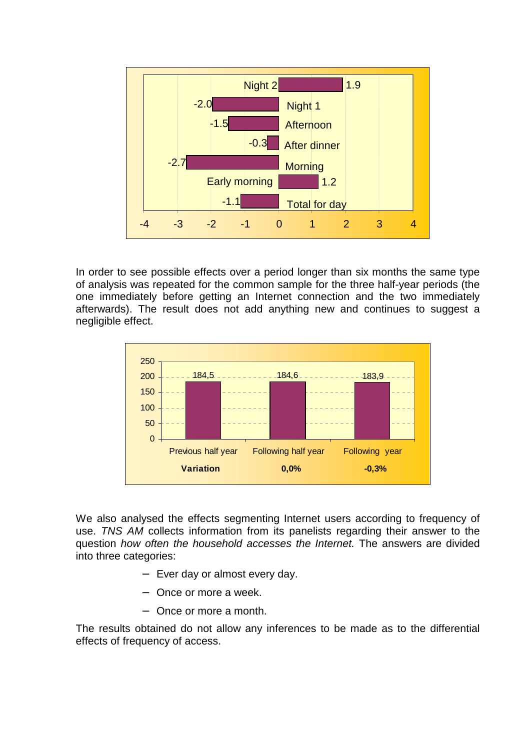| | Variation |
|---|---|
| Night 2 | 1.9 |
| Night 1 | -2.0 |
| Afternoon | -1.5 |
| After dinner | -0.3 |
| Morning | -2.7 |
| Early morning | 1.2 |
| Total for day | -1.1 |

In order to see possible effects over a period longer than six months the same type of analysis was repeated for the common sample for the three half-year periods (the one immediately before getting an Internet connection and the two immediately afterwards). The result does not add anything new and continues to suggest a negligible effect.

| | Previous half year | Following half year | Following year |
|---|---|---|---|
| | 184,5 | 184,6 | 183,9 |
| **Variation** | | **0,0%** | **-0,3%** |

We also analysed the effects segmenting Internet users according to frequency of use. *TNS AM* collects information from its panelists regarding their answer to the question *how often the household accesses the Internet.* The answers are divided into three categories:

- Ever day or almost every day.
- Once or more a week.
- Once or more a month.

The results obtained do not allow any inferences to be made as to the differential effects of frequency of access.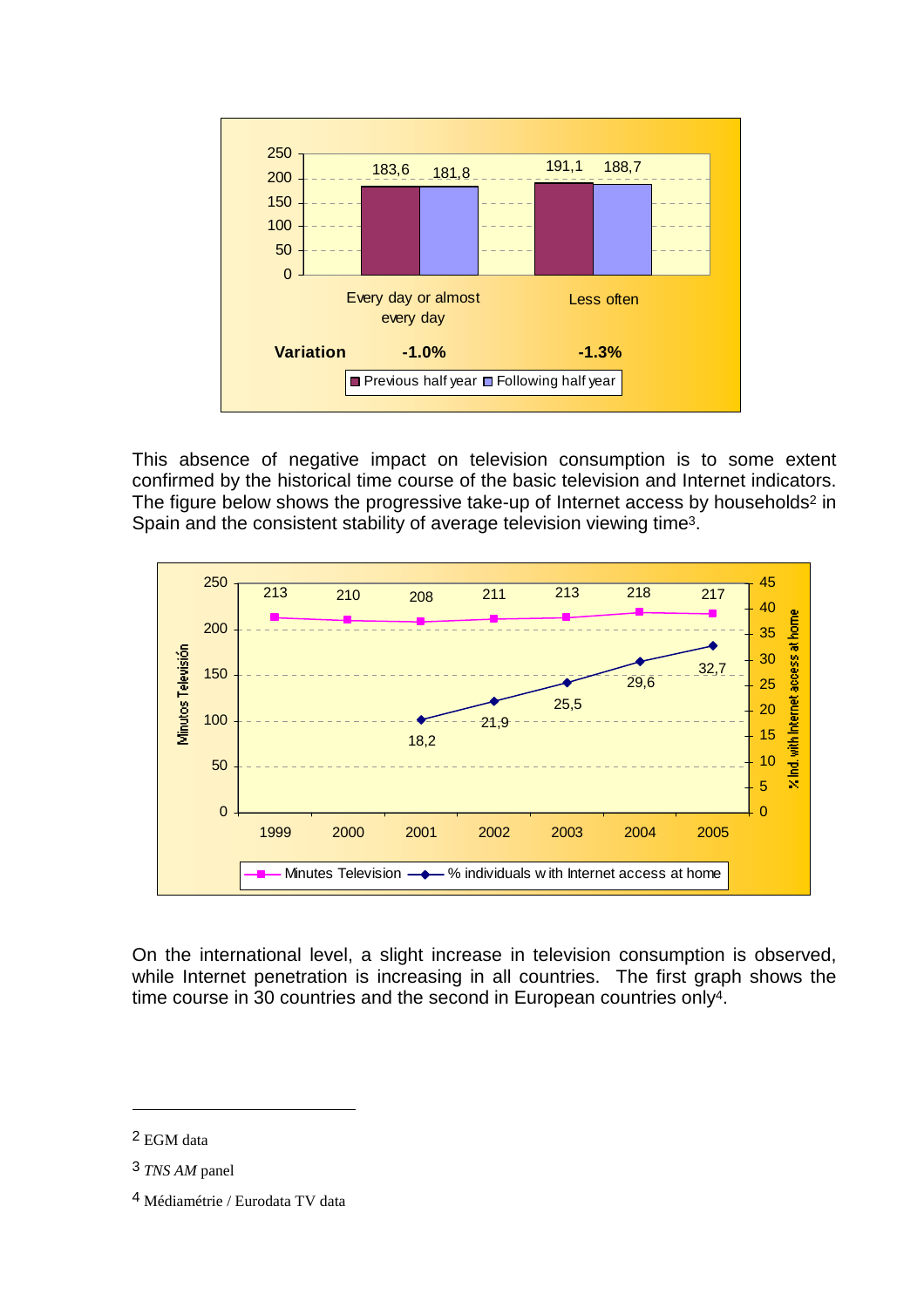| | Every day or almost every day | Less often |
|---|---|---|
| Previous half year | 183,6 | 191,1 |
| Following half year | 181,8 | 188,7 |
| Variation | -1.0% | -1.3% |

This absence of negative impact on television consumption is to some extent confirmed by the historical time course of the basic television and Internet indicators. The figure below shows the progressive take-up of Internet access by households[2] in Spain and the consistent stability of average television viewing time[3].

| | 1999 | 2000 | 2001 | 2002 | 2003 | 2004 | 2005 |
|---|---|---|---|---|---|---|---|
| Minutes Television | 213 | 210 | 208 | 211 | 213 | 218 | 217 |
| % individuals with Internet access at home | | | 18,2 | 21,9 | 25,5 | 29,6 | 32,7 |

On the international level, a slight increase in television consumption is observed, while Internet penetration is increasing in all countries. The first graph shows the time course in 30 countries and the second in European countries only[4].

---

[2] EGM data

[3] *TNS AM* panel

[4] Médiamétrie / Eurodata TV data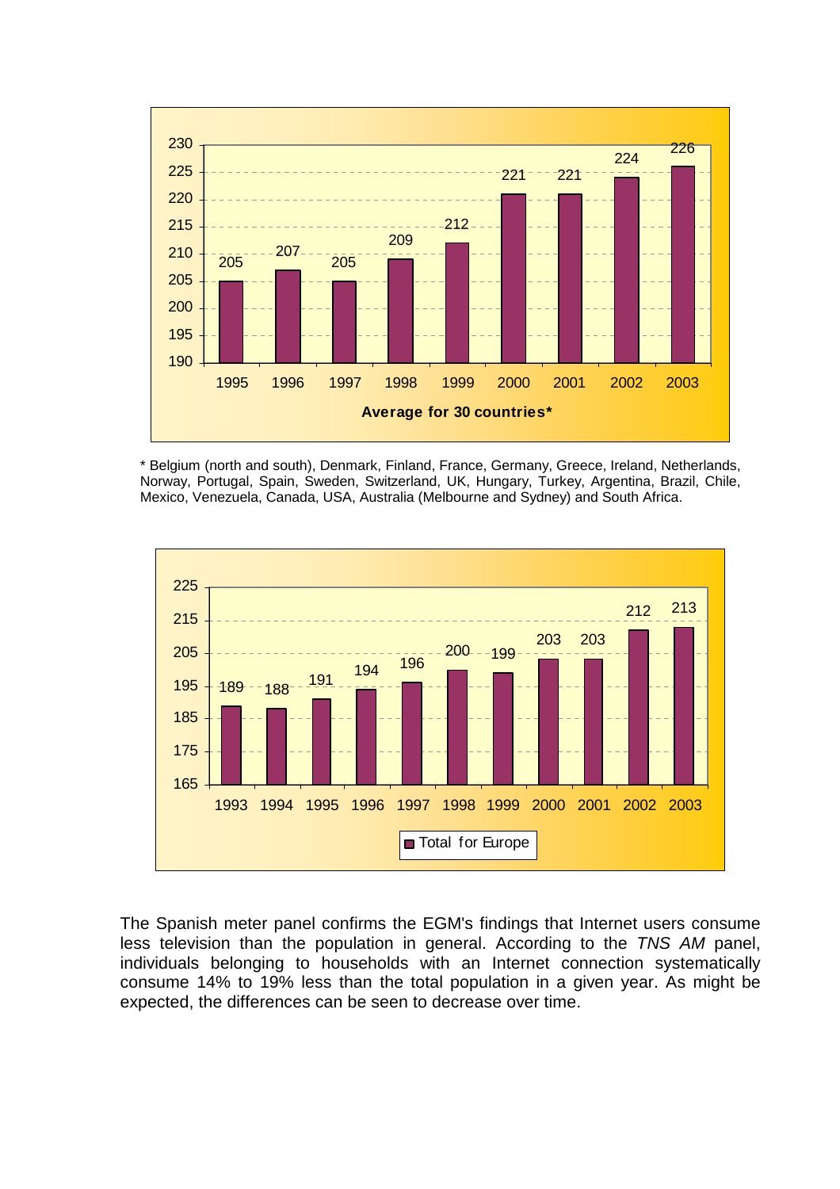| | 1995 | 1996 | 1997 | 1998 | 1999 | 2000 | 2001 | 2002 | 2003 |
|---|---|---|---|---|---|---|---|---|---|
| Average for 30 countries* | 205 | 207 | 205 | 209 | 212 | 221 | 221 | 224 | 226 |

* Belgium (north and south), Denmark, Finland, France, Germany, Greece, Ireland, Netherlands, Norway, Portugal, Spain, Sweden, Switzerland, UK, Hungary, Turkey, Argentina, Brazil, Chile, Mexico, Venezuela, Canada, USA, Australia (Melbourne and Sydney) and South Africa.

| | 1993 | 1994 | 1995 | 1996 | 1997 | 1998 | 1999 | 2000 | 2001 | 2002 | 2003 |
|---|---|---|---|---|---|---|---|---|---|---|---|
| Total for Europe | 189 | 188 | 191 | 194 | 196 | 200 | 199 | 203 | 203 | 212 | 213 |

The Spanish meter panel confirms the EGM's findings that Internet users consume less television than the population in general. According to the *TNS AM* panel, individuals belonging to households with an Internet connection systematically consume 14% to 19% less than the total population in a given year. As might be expected, the differences can be seen to decrease over time.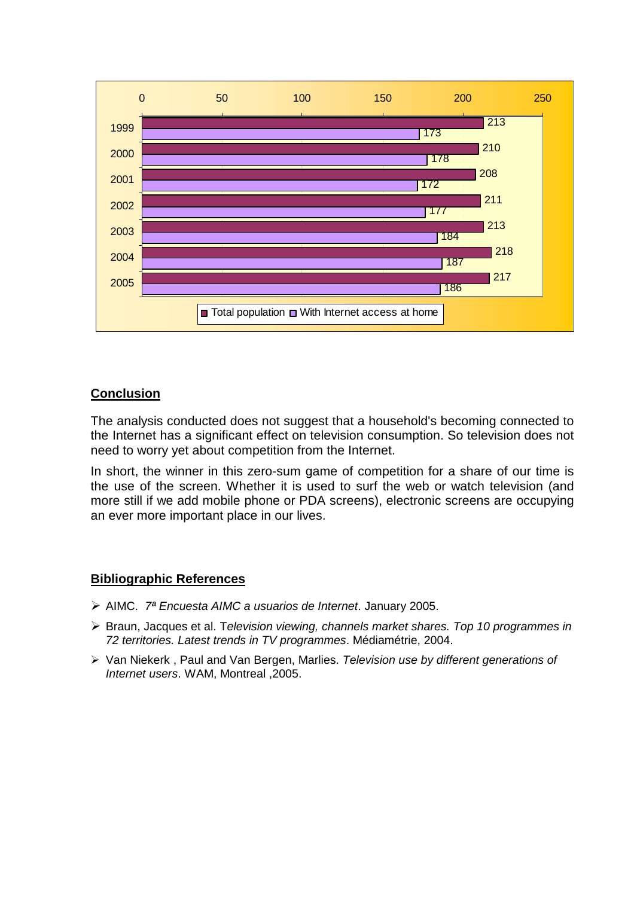0 50 100 150 200 250

1999 213 173

2000 210 178

2001 208 172

2002 211 177

2003 213 184

2004 218 187

2005 217 186

Total population With Internet access at home

## Conclusion

The analysis conducted does not suggest that a household's becoming connected to the Internet has a significant effect on television consumption. So television does not need to worry yet about competition from the Internet.

In short, the winner in this zero-sum game of competition for a share of our time is the use of the screen. Whether it is used to surf the web or watch television (and more still if we add mobile phone or PDA screens), electronic screens are occupying an ever more important place in our lives.

## Bibliographic References

- AIMC. *7ª Encuesta AIMC a usuarios de Internet*. January 2005.
- Braun, Jacques et al. T*elevision viewing, channels market shares. Top 10 programmes in 72 territories. Latest trends in TV programmes*. Médiamétrie, 2004.
- Van Niekerk , Paul and Van Bergen, Marlies. *Television use by different generations of Internet users*. WAM, Montreal ,2005.